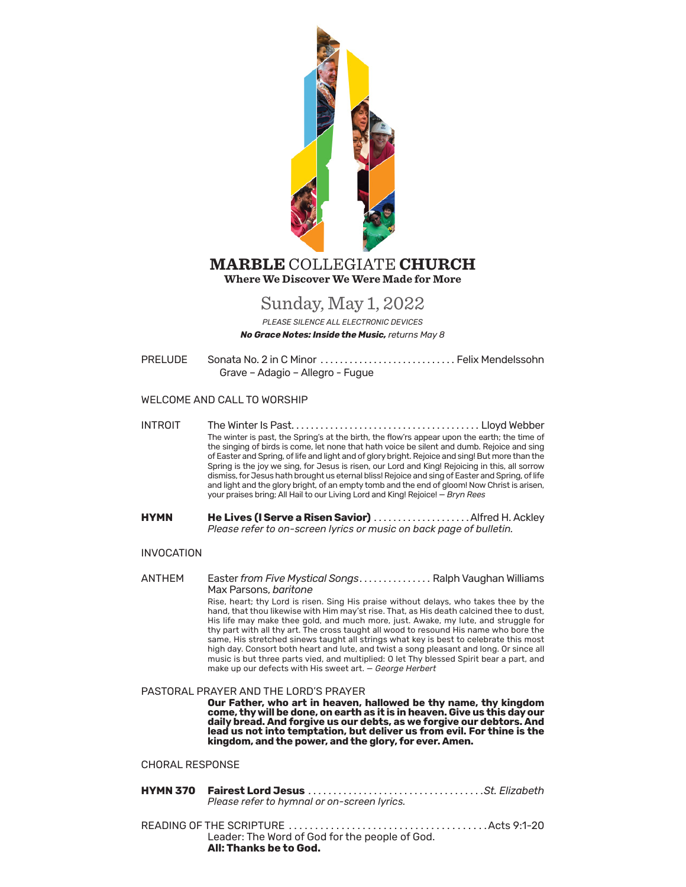# **MARBLE** COLLEGIATE **CHURCH**

**Where We Discover We Were Made for More**

## Sunday, May 1, 2022

*PLEASE SILENCE ALL ELECTRONIC DEVICES*

***No Grace Notes: Inside the Music,** returns May 8*

PRELUDE Sonata No. 2 in C Minor ............................ Felix Mendelssohn
Grave – Adagio – Allegro - Fugue

WELCOME AND CALL TO WORSHIP

INTROIT The Winter Is Past. ...................................... Lloyd Webber

The winter is past, the Spring's at the birth, the flow'rs appear upon the earth; the time of the singing of birds is come, let none that hath voice be silent and dumb. Rejoice and sing of Easter and Spring, of life and light and of glory bright. Rejoice and sing! But more than the Spring is the joy we sing, for Jesus is risen, our Lord and King! Rejoicing in this, all sorrow dismiss, for Jesus hath brought us eternal bliss! Rejoice and sing of Easter and Spring, of life and light and the glory bright, of an empty tomb and the end of gloom! Now Christ is arisen, your praises bring; All Hail to our Living Lord and King! Rejoice! — *Bryn Rees*

**HYMN** **He Lives (I Serve a Risen Savior)** .................... Alfred H. Ackley
*Please refer to on-screen lyrics or music on back page of bulletin.*

INVOCATION

ANTHEM Easter *from Five Mystical Songs*............... Ralph Vaughan Williams
Max Parsons, *baritone*

Rise, heart; thy Lord is risen. Sing His praise without delays, who takes thee by the hand, that thou likewise with Him may'st rise. That, as His death calcined thee to dust, His life may make thee gold, and much more, just. Awake, my lute, and struggle for thy part with all thy art. The cross taught all wood to resound His name who bore the same, His stretched sinews taught all strings what key is best to celebrate this most high day. Consort both heart and lute, and twist a song pleasant and long. Or since all music is but three parts vied, and multiplied: O let Thy blessed Spirit bear a part, and make up our defects with His sweet art. — *George Herbert*

PASTORAL PRAYER AND THE LORD'S PRAYER

**Our Father, who art in heaven, hallowed be thy name, thy kingdom come, thy will be done, on earth as it is in heaven. Give us this day our daily bread. And forgive us our debts, as we forgive our debtors. And lead us not into temptation, but deliver us from evil. For thine is the kingdom, and the power, and the glory, for ever. Amen.**

CHORAL RESPONSE

**HYMN 370** **Fairest Lord Jesus** .................................. *St. Elizabeth*
*Please refer to hymnal or on-screen lyrics.*

READING OF THE SCRIPTURE ...................................... Acts 9:1-20
Leader: The Word of God for the people of God.
**All: Thanks be to God.**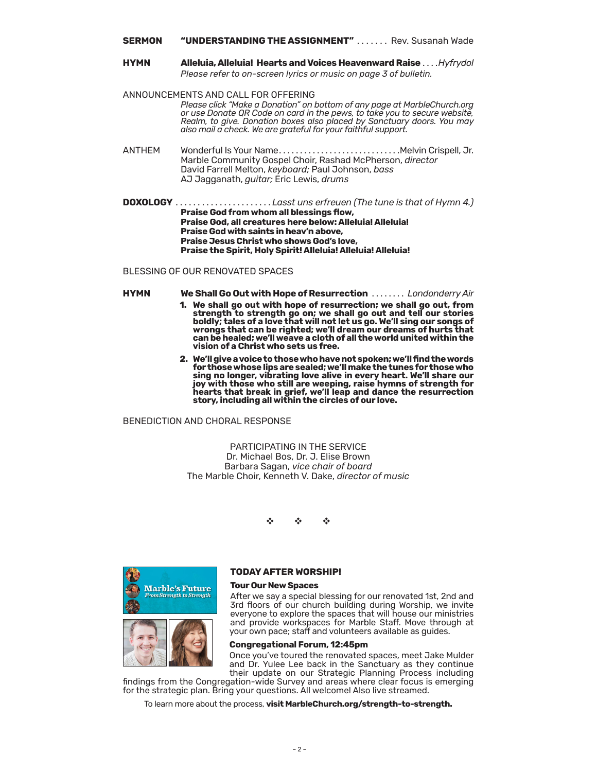**SERMON** **"UNDERSTANDING THE ASSIGNMENT"** ....... Rev. Susanah Wade

**HYMN** **Alleluia, Alleluia! Hearts and Voices Heavenward Raise** ....*Hyfrydol*
*Please refer to on-screen lyrics or music on page 3 of bulletin.*

ANNOUNCEMENTS AND CALL FOR OFFERING
*Please click "Make a Donation" on bottom of any page at MarbleChurch.org or use Donate QR Code on card in the pews, to take you to secure website, Realm, to give. Donation boxes also placed by Sanctuary doors. You may also mail a check. We are grateful for your faithful support.*

ANTHEM Wonderful Is Your Name............................Melvin Crispell, Jr.
Marble Community Gospel Choir, Rashad McPherson, *director*
David Farrell Melton, *keyboard;* Paul Johnson, *bass*
AJ Jagganath, *guitar;* Eric Lewis, *drums*

**DOXOLOGY** ......................*Lasst uns erfreuen (The tune is that of Hymn 4.)*
**Praise God from whom all blessings flow,**
**Praise God, all creatures here below: Alleluia! Alleluia!**
**Praise God with saints in heav'n above,**
**Praise Jesus Christ who shows God's love,**
**Praise the Spirit, Holy Spirit! Alleluia! Alleluia! Alleluia!**

BLESSING OF OUR RENOVATED SPACES

**HYMN** **We Shall Go Out with Hope of Resurrection** ........ *Londonderry Air*

1. **We shall go out with hope of resurrection; we shall go out, from strength to strength go on; we shall go out and tell our stories boldly; tales of a love that will not let us go. We'll sing our songs of wrongs that can be righted; we'll dream our dreams of hurts that can be healed; we'll weave a cloth of all the world united within the vision of a Christ who sets us free.**
2. **We'll give a voice to those who have not spoken; we'll find the words for those whose lips are sealed; we'll make the tunes for those who sing no longer, vibrating love alive in every heart. We'll share our joy with those who still are weeping, raise hymns of strength for hearts that break in grief, we'll leap and dance the resurrection story, including all within the circles of our love.**

BENEDICTION AND CHORAL RESPONSE

PARTICIPATING IN THE SERVICE
Dr. Michael Bos, Dr. J. Elise Brown
Barbara Sagan, *vice chair of board*
The Marble Choir, Kenneth V. Dake, *director of music*

❖ ❖ ❖

Marble's Future
*From Strength to Strength*

### TODAY AFTER WORSHIP!

**Tour Our New Spaces**

After we say a special blessing for our renovated 1st, 2nd and 3rd floors of our church building during Worship, we invite everyone to explore the spaces that will house our ministries and provide workspaces for Marble Staff. Move through at your own pace; staff and volunteers available as guides.

**Congregational Forum, 12:45pm**

Once you've toured the renovated spaces, meet Jake Mulder and Dr. Yulee Lee back in the Sanctuary as they continue their update on our Strategic Planning Process including findings from the Congregation-wide Survey and areas where clear focus is emerging for the strategic plan. Bring your questions. All welcome! Also live streamed.

To learn more about the process, **visit MarbleChurch.org/strength-to-strength.**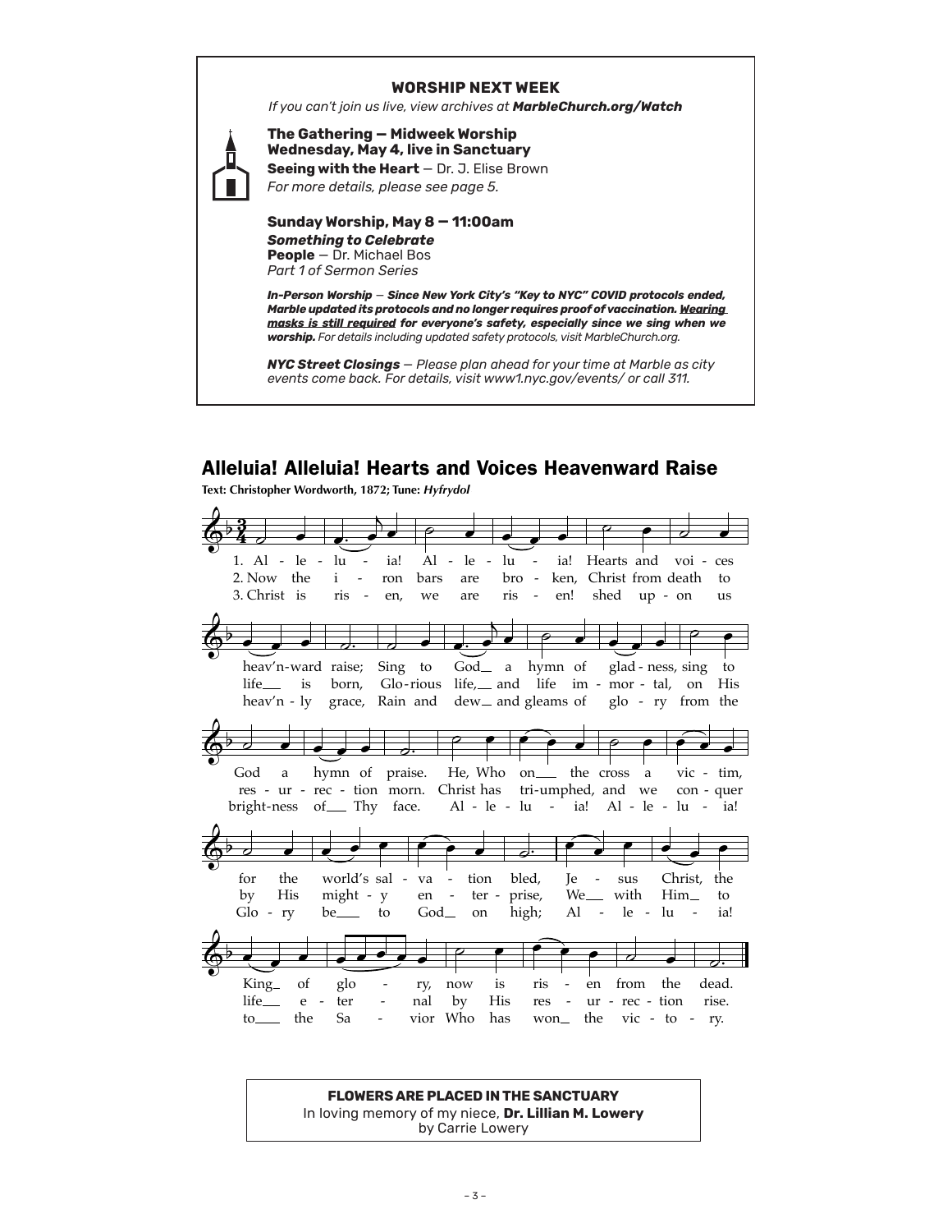## WORSHIP NEXT WEEK

*If you can't join us live, view archives at **MarbleChurch.org/Watch***

**The Gathering — Midweek Worship**
**Wednesday, May 4, live in Sanctuary**
**Seeing with the Heart** — Dr. J. Elise Brown
*For more details, please see page 5.*

**Sunday Worship, May 8 — 11:00am**
***Something to Celebrate***
**People** — Dr. Michael Bos
*Part 1 of Sermon Series*

***In-Person Worship** — **Since New York City's "Key to NYC" COVID protocols ended, Marble updated its protocols and no longer requires proof of vaccination. <u>Wearing masks is still required</u> for everyone's safety, especially since we sing when we worship.** For details including updated safety protocols, visit MarbleChurch.org.*

***NYC Street Closings** — Please plan ahead for your time at Marble as city events come back. For details, visit www1.nyc.gov/events/ or call 311.*

## Alleluia! Alleluia! Hearts and Voices Heavenward Raise

**Text: Christopher Wordworth, 1872; Tune: *Hyfrydol***

1. Alleluia! Alleluia! Hearts and voices heav'nward raise; Sing to God a hymn of gladness, sing to God a hymn of praise. He, Who on the cross a victim, for the world's salvation bled, Jesus Christ, the King of glory, now is risen from the dead.

2. Now the iron bars are broken, Christ from death to life is born, Glorious life, and life immortal, on His resurrection morn. Christ has triumphed, and we conquer by His mighty enterprise, We with Him to life eternal by His resurrection rise.

3. Christ is risen, we are risen! shed upon us heav'nly grace, Rain and dew and gleams of glory from the brightness of Thy face. Alleluia! Alleluia! Glory be to God on high; Alleluia! to the Savior Who has won the victory.

**FLOWERS ARE PLACED IN THE SANCTUARY**
In loving memory of my niece, **Dr. Lillian M. Lowery**
by Carrie Lowery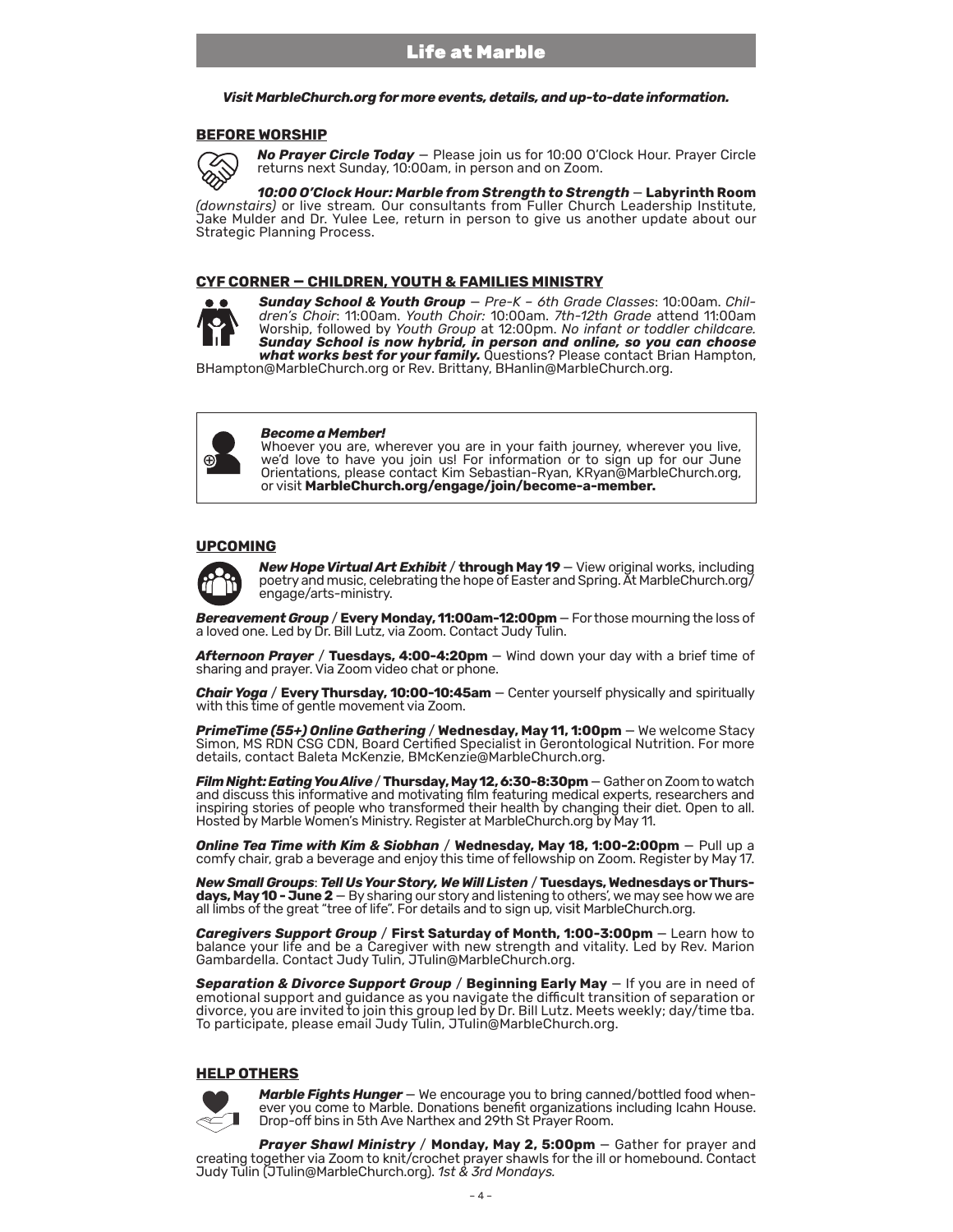# Life at Marble

***Visit MarbleChurch.org for more events, details, and up-to-date information.***

## BEFORE WORSHIP

***No Prayer Circle Today*** — Please join us for 10:00 O'Clock Hour. Prayer Circle returns next Sunday, 10:00am, in person and on Zoom.

***10:00 O'Clock Hour: Marble from Strength to Strength*** — **Labyrinth Room** *(downstairs)* or live stream. Our consultants from Fuller Church Leadership Institute, Jake Mulder and Dr. Yulee Lee, return in person to give us another update about our Strategic Planning Process.

## CYF CORNER — CHILDREN, YOUTH & FAMILIES MINISTRY

***Sunday School & Youth Group*** — *Pre-K – 6th Grade Classes*: 10:00am. *Children's Choir*: 11:00am. *Youth Choir:* 10:00am. *7th-12th Grade* attend 11:00am Worship, followed by *Youth Group* at 12:00pm. *No infant or toddler childcare.* ***Sunday School is now hybrid, in person and online, so you can choose what works best for your family.*** Questions? Please contact Brian Hampton, BHampton@MarbleChurch.org or Rev. Brittany, BHanlin@MarbleChurch.org.

***Become a Member!***
Whoever you are, wherever you are in your faith journey, wherever you live, we'd love to have you join us! For information or to sign up for our June Orientations, please contact Kim Sebastian-Ryan, KRyan@MarbleChurch.org, or visit **MarbleChurch.org/engage/join/become-a-member.**

## UPCOMING

***New Hope Virtual Art Exhibit*** / **through May 19** — View original works, including poetry and music, celebrating the hope of Easter and Spring. At MarbleChurch.org/engage/arts-ministry.

***Bereavement Group*** / **Every Monday, 11:00am-12:00pm** — For those mourning the loss of a loved one. Led by Dr. Bill Lutz, via Zoom. Contact Judy Tulin.

***Afternoon Prayer*** / **Tuesdays, 4:00-4:20pm** — Wind down your day with a brief time of sharing and prayer. Via Zoom video chat or phone.

***Chair Yoga*** / **Every Thursday, 10:00-10:45am** — Center yourself physically and spiritually with this time of gentle movement via Zoom.

***PrimeTime (55+) Online Gathering*** / **Wednesday, May 11, 1:00pm** — We welcome Stacy Simon, MS RDN CSG CDN, Board Certified Specialist in Gerontological Nutrition. For more details, contact Baleta McKenzie, BMcKenzie@MarbleChurch.org.

***Film Night: Eating You Alive*** / **Thursday, May 12, 6:30-8:30pm** — Gather on Zoom to watch and discuss this informative and motivating film featuring medical experts, researchers and inspiring stories of people who transformed their health by changing their diet. Open to all. Hosted by Marble Women's Ministry. Register at MarbleChurch.org by May 11.

***Online Tea Time with Kim & Siobhan*** / **Wednesday, May 18, 1:00-2:00pm** — Pull up a comfy chair, grab a beverage and enjoy this time of fellowship on Zoom. Register by May 17.

***New Small Groups***: ***Tell Us Your Story, We Will Listen*** / **Tuesdays, Wednesdays or Thursdays, May 10 - June 2** — By sharing our story and listening to others', we may see how we are all limbs of the great "tree of life". For details and to sign up, visit MarbleChurch.org.

***Caregivers Support Group*** / **First Saturday of Month, 1:00-3:00pm** — Learn how to balance your life and be a Caregiver with new strength and vitality. Led by Rev. Marion Gambardella. Contact Judy Tulin, JTulin@MarbleChurch.org.

***Separation & Divorce Support Group*** / **Beginning Early May** — If you are in need of emotional support and guidance as you navigate the difficult transition of separation or divorce, you are invited to join this group led by Dr. Bill Lutz. Meets weekly; day/time tba. To participate, please email Judy Tulin, JTulin@MarbleChurch.org.

## HELP OTHERS

***Marble Fights Hunger*** — We encourage you to bring canned/bottled food whenever you come to Marble. Donations benefit organizations including Icahn House. Drop-off bins in 5th Ave Narthex and 29th St Prayer Room.

***Prayer Shawl Ministry*** / **Monday, May 2, 5:00pm** — Gather for prayer and creating together via Zoom to knit/crochet prayer shawls for the ill or homebound. Contact Judy Tulin (JTulin@MarbleChurch.org). *1st & 3rd Mondays.*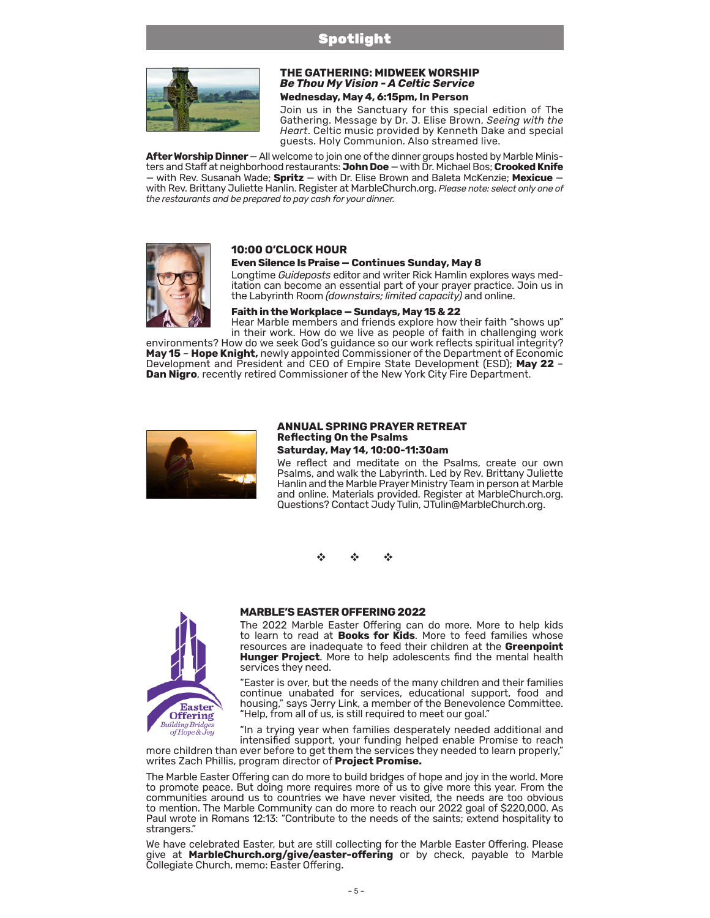## Spotlight

### THE GATHERING: MIDWEEK WORSHIP
***Be Thou My Vision - A Celtic Service***

**Wednesday, May 4, 6:15pm, In Person**

Join us in the Sanctuary for this special edition of The Gathering. Message by Dr. J. Elise Brown, *Seeing with the Heart*. Celtic music provided by Kenneth Dake and special guests. Holy Communion. Also streamed live.

**After Worship Dinner** — All welcome to join one of the dinner groups hosted by Marble Ministers and Staff at neighborhood restaurants: **John Doe** — with Dr. Michael Bos; **Crooked Knife** — with Rev. Susanah Wade; **Spritz** — with Dr. Elise Brown and Baleta McKenzie; **Mexicue** — with Rev. Brittany Juliette Hanlin. Register at MarbleChurch.org. *Please note: select only one of the restaurants and be prepared to pay cash for your dinner.*

### 10:00 O'CLOCK HOUR

**Even Silence Is Praise — Continues Sunday, May 8**

Longtime *Guideposts* editor and writer Rick Hamlin explores ways meditation can become an essential part of your prayer practice. Join us in the Labyrinth Room *(downstairs; limited capacity)* and online.

**Faith in the Workplace — Sundays, May 15 & 22**

Hear Marble members and friends explore how their faith "shows up" in their work. How do we live as people of faith in challenging work environments? How do we seek God's guidance so our work reflects spiritual integrity? **May 15** – **Hope Knight,** newly appointed Commissioner of the Department of Economic Development and President and CEO of Empire State Development (ESD); **May 22** – **Dan Nigro**, recently retired Commissioner of the New York City Fire Department.

### ANNUAL SPRING PRAYER RETREAT
**Reflecting On the Psalms**

**Saturday, May 14, 10:00-11:30am**

We reflect and meditate on the Psalms, create our own Psalms, and walk the Labyrinth. Led by Rev. Brittany Juliette Hanlin and the Marble Prayer Ministry Team in person at Marble and online. Materials provided. Register at MarbleChurch.org. Questions? Contact Judy Tulin, JTulin@MarbleChurch.org.

❖ ❖ ❖

### MARBLE'S EASTER OFFERING 2022

The 2022 Marble Easter Offering can do more. More to help kids to learn to read at **Books for Kids**. More to feed families whose resources are inadequate to feed their children at the **Greenpoint Hunger Project**. More to help adolescents find the mental health services they need.

"Easter is over, but the needs of the many children and their families continue unabated for services, educational support, food and housing," says Jerry Link, a member of the Benevolence Committee. "Help, from all of us, is still required to meet our goal."

"In a trying year when families desperately needed additional and intensified support, your funding helped enable Promise to reach more children than ever before to get them the services they needed to learn properly," writes Zach Phillis, program director of **Project Promise.**

The Marble Easter Offering can do more to build bridges of hope and joy in the world. More to promote peace. But doing more requires more of us to give more this year. From the communities around us to countries we have never visited, the needs are too obvious to mention. The Marble Community can do more to reach our 2022 goal of $220,000. As Paul wrote in Romans 12:13: "Contribute to the needs of the saints; extend hospitality to strangers."

We have celebrated Easter, but are still collecting for the Marble Easter Offering. Please give at **MarbleChurch.org/give/easter-offering** or by check, payable to Marble Collegiate Church, memo: Easter Offering.